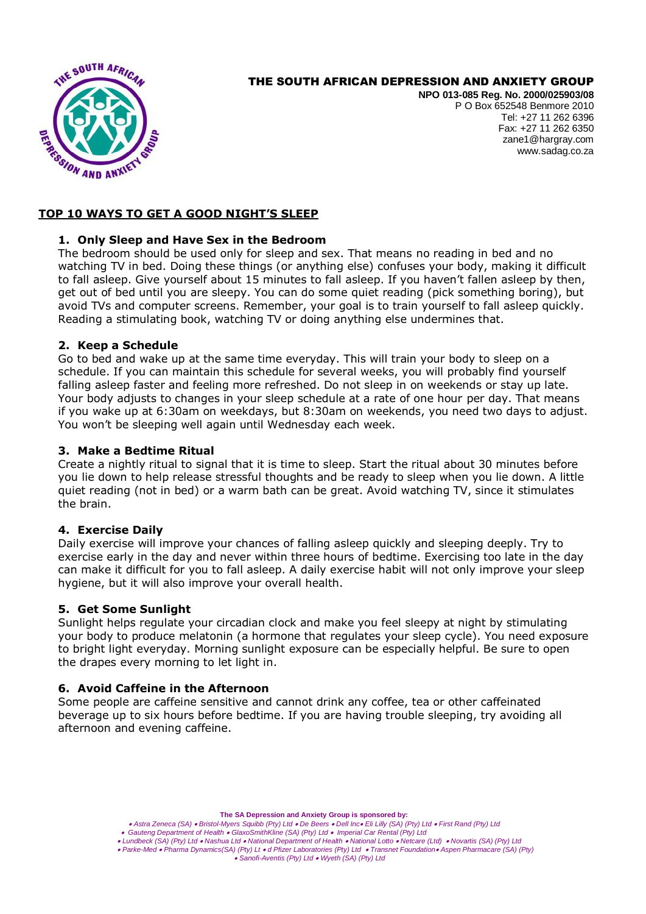# THE SOUTH AFRICAN DEPRESSION AND ANXIETY GROUP

**NPO 013-085 Reg. No. 2000/025903/08**
P O Box 652548 Benmore 2010
Tel: +27 11 262 6396
Fax: +27 11 262 6350
zane1@hargray.com
www.sadag.co.za

## TOP 10 WAYS TO GET A GOOD NIGHT'S SLEEP

### 1. Only Sleep and Have Sex in the Bedroom

The bedroom should be used only for sleep and sex. That means no reading in bed and no watching TV in bed. Doing these things (or anything else) confuses your body, making it difficult to fall asleep. Give yourself about 15 minutes to fall asleep. If you haven't fallen asleep by then, get out of bed until you are sleepy. You can do some quiet reading (pick something boring), but avoid TVs and computer screens. Remember, your goal is to train yourself to fall asleep quickly. Reading a stimulating book, watching TV or doing anything else undermines that.

### 2. Keep a Schedule

Go to bed and wake up at the same time everyday. This will train your body to sleep on a schedule. If you can maintain this schedule for several weeks, you will probably find yourself falling asleep faster and feeling more refreshed. Do not sleep in on weekends or stay up late. Your body adjusts to changes in your sleep schedule at a rate of one hour per day. That means if you wake up at 6:30am on weekdays, but 8:30am on weekends, you need two days to adjust. You won't be sleeping well again until Wednesday each week.

### 3. Make a Bedtime Ritual

Create a nightly ritual to signal that it is time to sleep. Start the ritual about 30 minutes before you lie down to help release stressful thoughts and be ready to sleep when you lie down. A little quiet reading (not in bed) or a warm bath can be great. Avoid watching TV, since it stimulates the brain.

### 4. Exercise Daily

Daily exercise will improve your chances of falling asleep quickly and sleeping deeply. Try to exercise early in the day and never within three hours of bedtime. Exercising too late in the day can make it difficult for you to fall asleep. A daily exercise habit will not only improve your sleep hygiene, but it will also improve your overall health.

### 5. Get Some Sunlight

Sunlight helps regulate your circadian clock and make you feel sleepy at night by stimulating your body to produce melatonin (a hormone that regulates your sleep cycle). You need exposure to bright light everyday. Morning sunlight exposure can be especially helpful. Be sure to open the drapes every morning to let light in.

### 6. Avoid Caffeine in the Afternoon

Some people are caffeine sensitive and cannot drink any coffee, tea or other caffeinated beverage up to six hours before bedtime. If you are having trouble sleeping, try avoiding all afternoon and evening caffeine.

**The SA Depression and Anxiety Group is sponsored by:**

*• Astra Zeneca (SA) • Bristol-Myers Squibb (Pty) Ltd • De Beers • Dell Inc• Eli Lilly (SA) (Pty) Ltd • First Rand (Pty) Ltd • Gauteng Department of Health • GlaxoSmithKline (SA) (Pty) Ltd • Imperial Car Rental (Pty) Ltd • Lundbeck (SA) (Pty) Ltd • Nashua Ltd • National Department of Health • National Lotto • Netcare (Ltd) • Novartis (SA) (Pty) Ltd • Parke-Med • Pharma Dynamics(SA) (Pty) Lt • d Pfizer Laboratories (Pty) Ltd • Transnet Foundation• Aspen Pharmacare (SA) (Pty) • Sanofi-Aventis (Pty) Ltd • Wyeth (SA) (Pty) Ltd*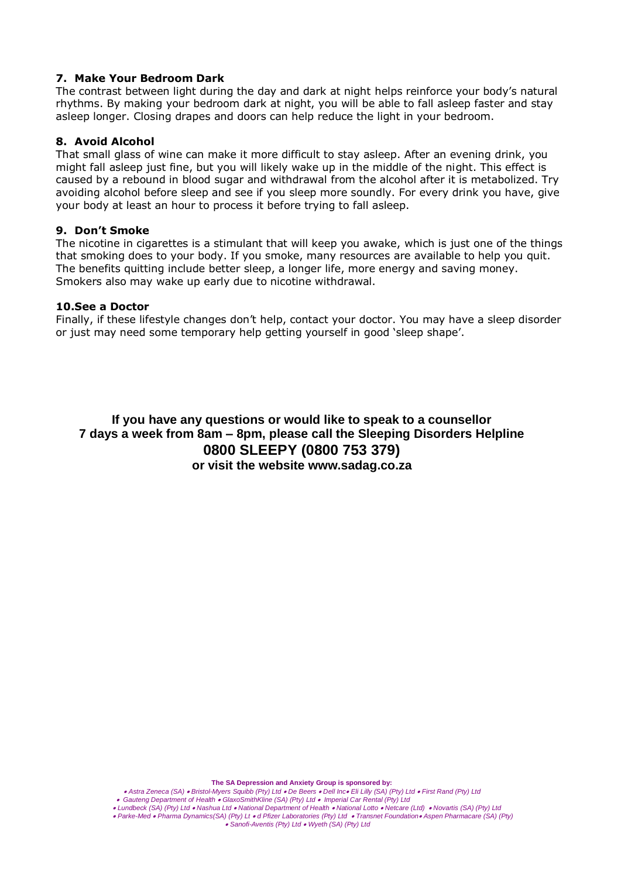### 7. Make Your Bedroom Dark

The contrast between light during the day and dark at night helps reinforce your body's natural rhythms. By making your bedroom dark at night, you will be able to fall asleep faster and stay asleep longer. Closing drapes and doors can help reduce the light in your bedroom.

### 8. Avoid Alcohol

That small glass of wine can make it more difficult to stay asleep. After an evening drink, you might fall asleep just fine, but you will likely wake up in the middle of the night. This effect is caused by a rebound in blood sugar and withdrawal from the alcohol after it is metabolized. Try avoiding alcohol before sleep and see if you sleep more soundly. For every drink you have, give your body at least an hour to process it before trying to fall asleep.

### 9. Don't Smoke

The nicotine in cigarettes is a stimulant that will keep you awake, which is just one of the things that smoking does to your body. If you smoke, many resources are available to help you quit. The benefits quitting include better sleep, a longer life, more energy and saving money. Smokers also may wake up early due to nicotine withdrawal.

### 10. See a Doctor

Finally, if these lifestyle changes don't help, contact your doctor. You may have a sleep disorder or just may need some temporary help getting yourself in good 'sleep shape'.

**If you have any questions or would like to speak to a counsellor**
**7 days a week from 8am – 8pm, please call the Sleeping Disorders Helpline**
**0800 SLEEPY (0800 753 379)**
**or visit the website www.sadag.co.za**

**The SA Depression and Anxiety Group is sponsored by:**

*• Astra Zeneca (SA) • Bristol-Myers Squibb (Pty) Ltd • De Beers • Dell Inc• Eli Lilly (SA) (Pty) Ltd • First Rand (Pty) Ltd • Gauteng Department of Health • GlaxoSmithKline (SA) (Pty) Ltd • Imperial Car Rental (Pty) Ltd • Lundbeck (SA) (Pty) Ltd • Nashua Ltd • National Department of Health • National Lotto • Netcare (Ltd) • Novartis (SA) (Pty) Ltd • Parke-Med • Pharma Dynamics(SA) (Pty) Lt • d Pfizer Laboratories (Pty) Ltd • Transnet Foundation• Aspen Pharmacare (SA) (Pty) • Sanofi-Aventis (Pty) Ltd • Wyeth (SA) (Pty) Ltd*